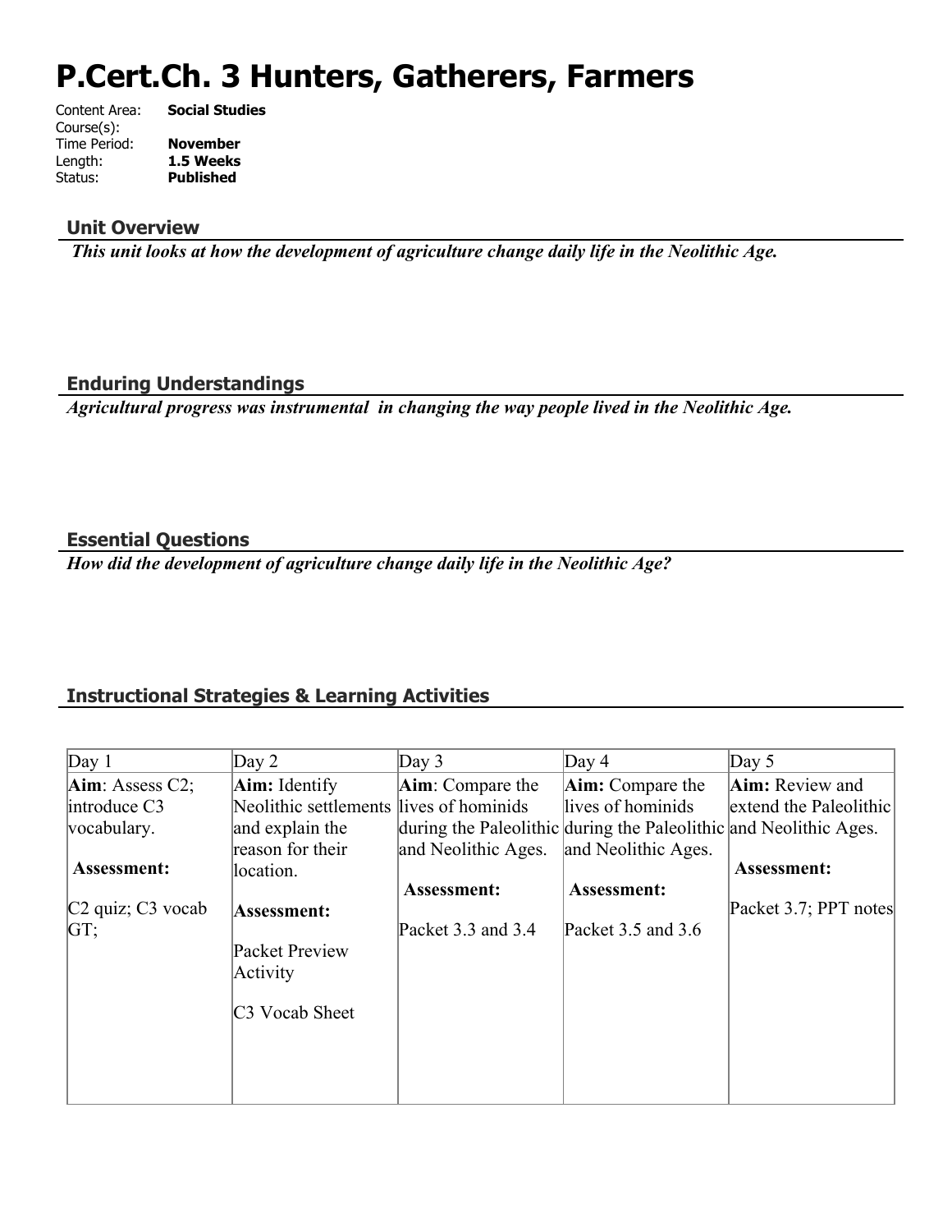# P.Cert.Ch. 3 Hunters, Gatherers, Farmers

Content Area: **Social Studies**
Course(s):
Time Period: **November**
Length: **1.5 Weeks**
Status: **Published**

## Unit Overview

***This unit looks at how the development of agriculture change daily life in the Neolithic Age.***

## Enduring Understandings

***Agricultural progress was instrumental in changing the way people lived in the Neolithic Age.***

## Essential Questions

***How did the development of agriculture change daily life in the Neolithic Age?***

## Instructional Strategies & Learning Activities

| Day 1 | Day 2 | Day 3 | Day 4 | Day 5 |
|---|---|---|---|---|
| **Aim**: Assess C2; introduce C3 vocabulary.<br><br>**Assessment:**<br><br>C2 quiz; C3 vocab GT; | **Aim:** Identify Neolithic settlements and explain the reason for their location.<br><br>**Assessment:**<br><br>Packet Preview Activity<br><br>C3 Vocab Sheet | **Aim**: Compare the lives of hominids during the Paleolithic and Neolithic Ages.<br><br>**Assessment:**<br><br>Packet 3.3 and 3.4 | **Aim:** Compare the lives of hominids during the Paleolithic and Neolithic Ages.<br><br>**Assessment:**<br><br>Packet 3.5 and 3.6 | **Aim:** Review and extend the Paleolithic and Neolithic Ages.<br><br>**Assessment:**<br><br>Packet 3.7; PPT notes |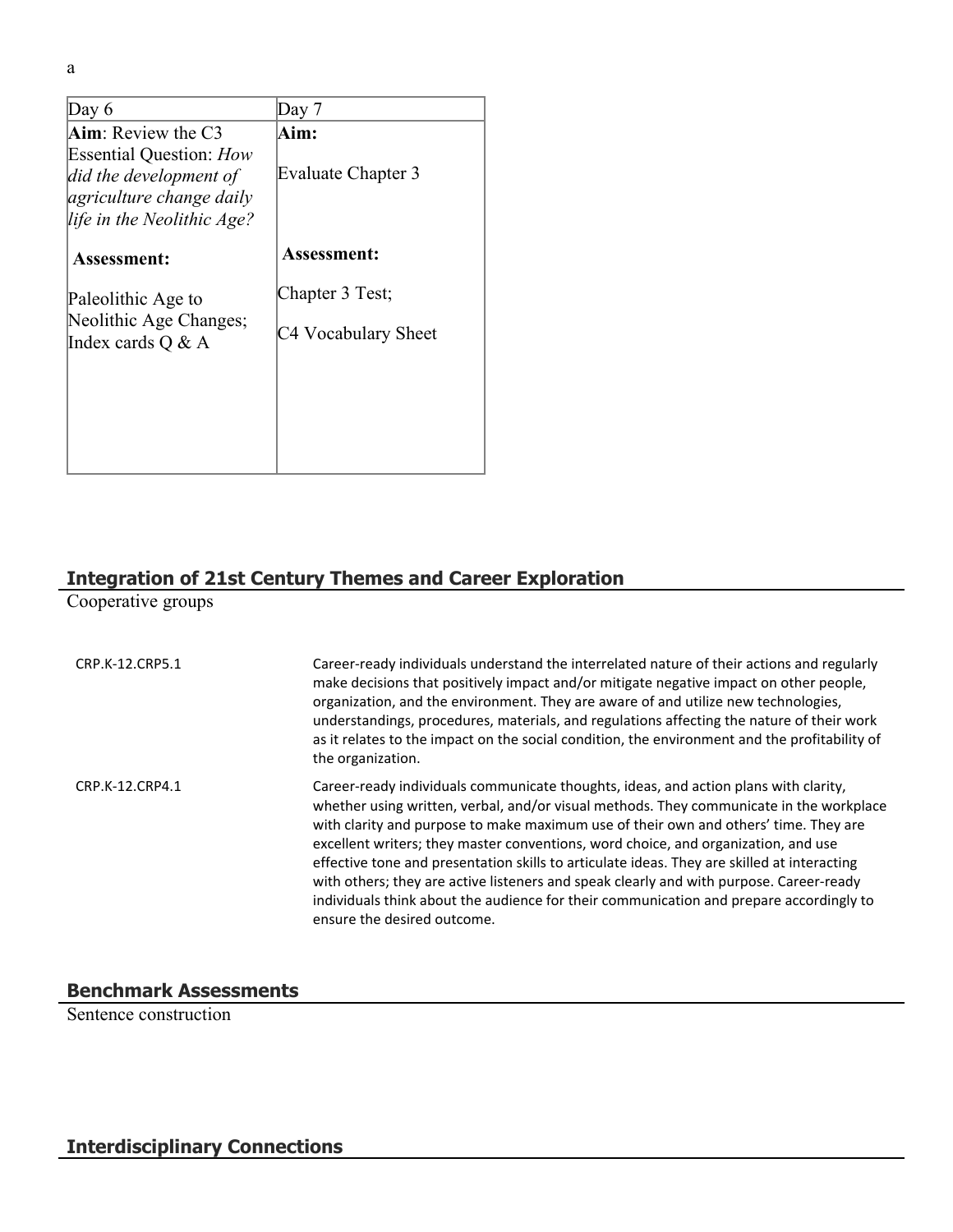a

| Day 6 | Day 7 |
| --- | --- |
| **Aim**: Review the C3 Essential Question: *How did the development of agriculture change daily life in the Neolithic Age?*<br><br>**Assessment:**<br><br>Paleolithic Age to Neolithic Age Changes; Index cards Q & A | **Aim:**<br><br>Evaluate Chapter 3<br><br>**Assessment:**<br><br>Chapter 3 Test;<br><br>C4 Vocabulary Sheet |

## Integration of 21st Century Themes and Career Exploration

Cooperative groups

| | |
| --- | --- |
| CRP.K-12.CRP5.1 | Career-ready individuals understand the interrelated nature of their actions and regularly make decisions that positively impact and/or mitigate negative impact on other people, organization, and the environment. They are aware of and utilize new technologies, understandings, procedures, materials, and regulations affecting the nature of their work as it relates to the impact on the social condition, the environment and the profitability of the organization. |
| CRP.K-12.CRP4.1 | Career-ready individuals communicate thoughts, ideas, and action plans with clarity, whether using written, verbal, and/or visual methods. They communicate in the workplace with clarity and purpose to make maximum use of their own and others' time. They are excellent writers; they master conventions, word choice, and organization, and use effective tone and presentation skills to articulate ideas. They are skilled at interacting with others; they are active listeners and speak clearly and with purpose. Career-ready individuals think about the audience for their communication and prepare accordingly to ensure the desired outcome. |

## Benchmark Assessments

Sentence construction

## Interdisciplinary Connections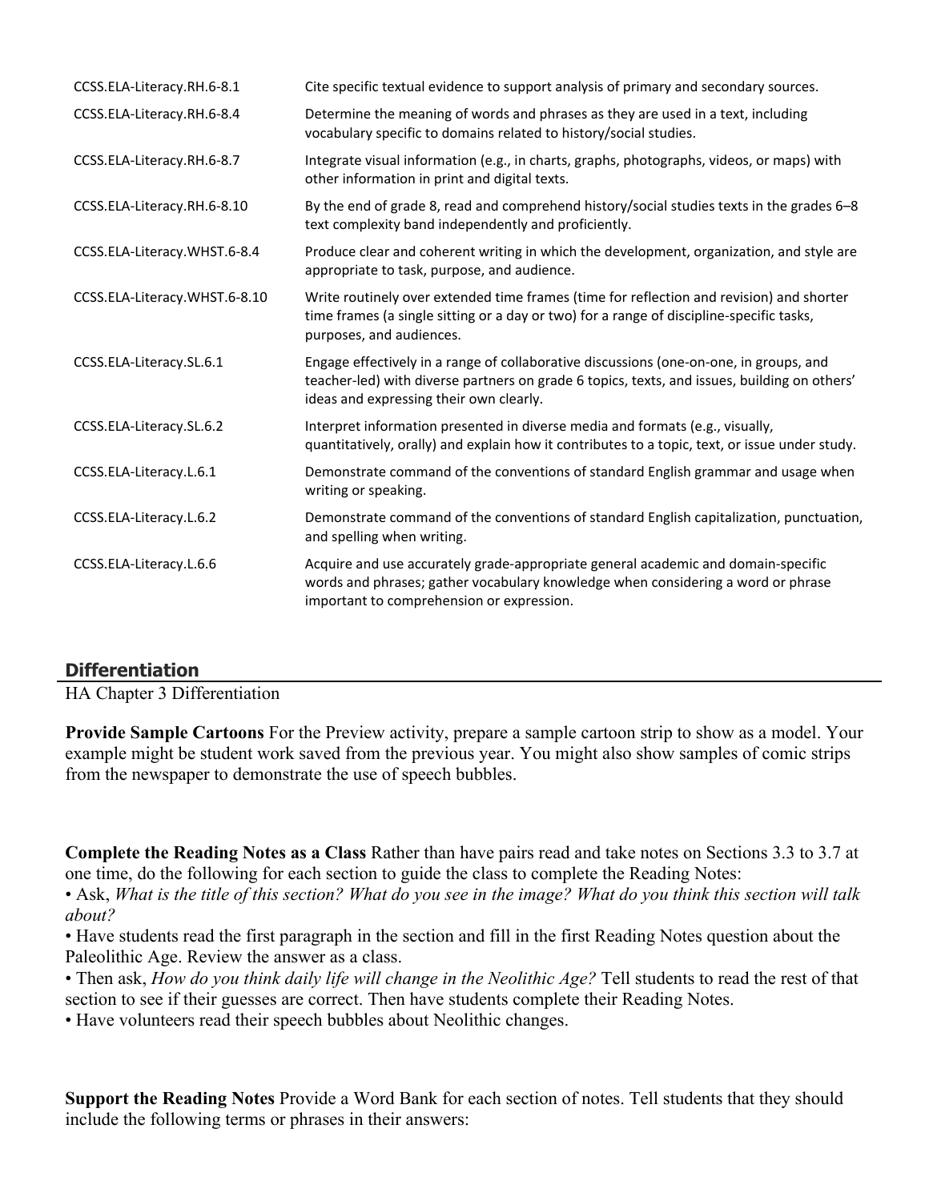| | |
|---|---|
| CCSS.ELA-Literacy.RH.6-8.1 | Cite specific textual evidence to support analysis of primary and secondary sources. |
| CCSS.ELA-Literacy.RH.6-8.4 | Determine the meaning of words and phrases as they are used in a text, including vocabulary specific to domains related to history/social studies. |
| CCSS.ELA-Literacy.RH.6-8.7 | Integrate visual information (e.g., in charts, graphs, photographs, videos, or maps) with other information in print and digital texts. |
| CCSS.ELA-Literacy.RH.6-8.10 | By the end of grade 8, read and comprehend history/social studies texts in the grades 6–8 text complexity band independently and proficiently. |
| CCSS.ELA-Literacy.WHST.6-8.4 | Produce clear and coherent writing in which the development, organization, and style are appropriate to task, purpose, and audience. |
| CCSS.ELA-Literacy.WHST.6-8.10 | Write routinely over extended time frames (time for reflection and revision) and shorter time frames (a single sitting or a day or two) for a range of discipline-specific tasks, purposes, and audiences. |
| CCSS.ELA-Literacy.SL.6.1 | Engage effectively in a range of collaborative discussions (one-on-one, in groups, and teacher-led) with diverse partners on grade 6 topics, texts, and issues, building on others' ideas and expressing their own clearly. |
| CCSS.ELA-Literacy.SL.6.2 | Interpret information presented in diverse media and formats (e.g., visually, quantitatively, orally) and explain how it contributes to a topic, text, or issue under study. |
| CCSS.ELA-Literacy.L.6.1 | Demonstrate command of the conventions of standard English grammar and usage when writing or speaking. |
| CCSS.ELA-Literacy.L.6.2 | Demonstrate command of the conventions of standard English capitalization, punctuation, and spelling when writing. |
| CCSS.ELA-Literacy.L.6.6 | Acquire and use accurately grade-appropriate general academic and domain-specific words and phrases; gather vocabulary knowledge when considering a word or phrase important to comprehension or expression. |

## Differentiation

HA Chapter 3 Differentiation

**Provide Sample Cartoons** For the Preview activity, prepare a sample cartoon strip to show as a model. Your example might be student work saved from the previous year. You might also show samples of comic strips from the newspaper to demonstrate the use of speech bubbles.

**Complete the Reading Notes as a Class** Rather than have pairs read and take notes on Sections 3.3 to 3.7 at one time, do the following for each section to guide the class to complete the Reading Notes:

- Ask, *What is the title of this section? What do you see in the image? What do you think this section will talk about?*
- Have students read the first paragraph in the section and fill in the first Reading Notes question about the Paleolithic Age. Review the answer as a class.
- Then ask, *How do you think daily life will change in the Neolithic Age?* Tell students to read the rest of that section to see if their guesses are correct. Then have students complete their Reading Notes.
- Have volunteers read their speech bubbles about Neolithic changes.

**Support the Reading Notes** Provide a Word Bank for each section of notes. Tell students that they should include the following terms or phrases in their answers: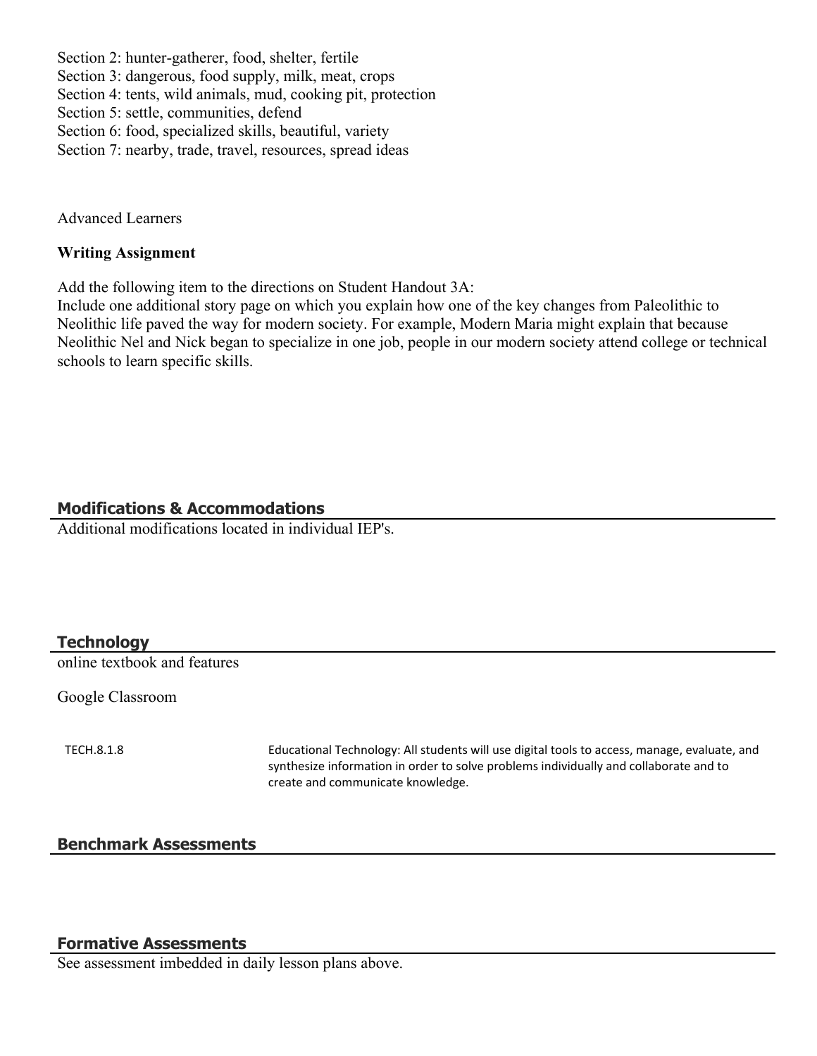Section 2: hunter-gatherer, food, shelter, fertile
Section 3: dangerous, food supply, milk, meat, crops
Section 4: tents, wild animals, mud, cooking pit, protection
Section 5: settle, communities, defend
Section 6: food, specialized skills, beautiful, variety
Section 7: nearby, trade, travel, resources, spread ideas

Advanced Learners

**Writing Assignment**

Add the following item to the directions on Student Handout 3A:
Include one additional story page on which you explain how one of the key changes from Paleolithic to Neolithic life paved the way for modern society. For example, Modern Maria might explain that because Neolithic Nel and Nick began to specialize in one job, people in our modern society attend college or technical schools to learn specific skills.

## Modifications & Accommodations

Additional modifications located in individual IEP's.

## Technology

online textbook and features

Google Classroom

| | |
|---|---|
| TECH.8.1.8 | Educational Technology: All students will use digital tools to access, manage, evaluate, and synthesize information in order to solve problems individually and collaborate and to create and communicate knowledge. |

## Benchmark Assessments

## Formative Assessments

See assessment imbedded in daily lesson plans above.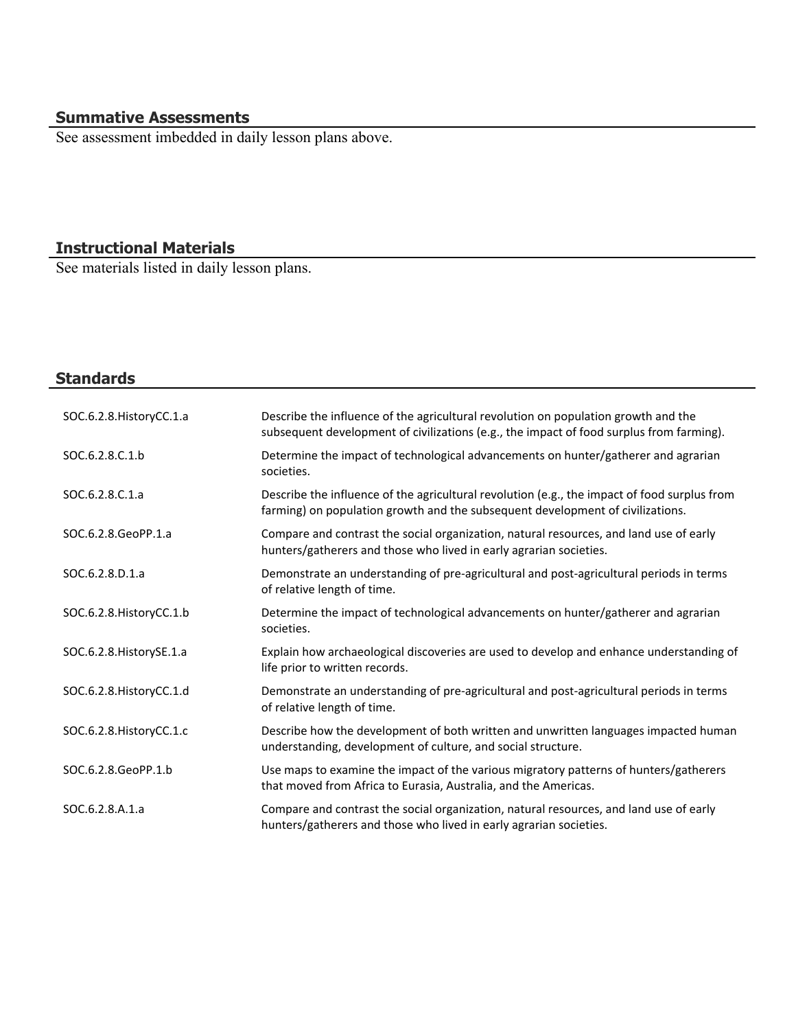## Summative Assessments

See assessment imbedded in daily lesson plans above.

## Instructional Materials

See materials listed in daily lesson plans.

## Standards

| | |
|---|---|
| SOC.6.2.8.HistoryCC.1.a | Describe the influence of the agricultural revolution on population growth and the subsequent development of civilizations (e.g., the impact of food surplus from farming). |
| SOC.6.2.8.C.1.b | Determine the impact of technological advancements on hunter/gatherer and agrarian societies. |
| SOC.6.2.8.C.1.a | Describe the influence of the agricultural revolution (e.g., the impact of food surplus from farming) on population growth and the subsequent development of civilizations. |
| SOC.6.2.8.GeoPP.1.a | Compare and contrast the social organization, natural resources, and land use of early hunters/gatherers and those who lived in early agrarian societies. |
| SOC.6.2.8.D.1.a | Demonstrate an understanding of pre-agricultural and post-agricultural periods in terms of relative length of time. |
| SOC.6.2.8.HistoryCC.1.b | Determine the impact of technological advancements on hunter/gatherer and agrarian societies. |
| SOC.6.2.8.HistorySE.1.a | Explain how archaeological discoveries are used to develop and enhance understanding of life prior to written records. |
| SOC.6.2.8.HistoryCC.1.d | Demonstrate an understanding of pre-agricultural and post-agricultural periods in terms of relative length of time. |
| SOC.6.2.8.HistoryCC.1.c | Describe how the development of both written and unwritten languages impacted human understanding, development of culture, and social structure. |
| SOC.6.2.8.GeoPP.1.b | Use maps to examine the impact of the various migratory patterns of hunters/gatherers that moved from Africa to Eurasia, Australia, and the Americas. |
| SOC.6.2.8.A.1.a | Compare and contrast the social organization, natural resources, and land use of early hunters/gatherers and those who lived in early agrarian societies. |